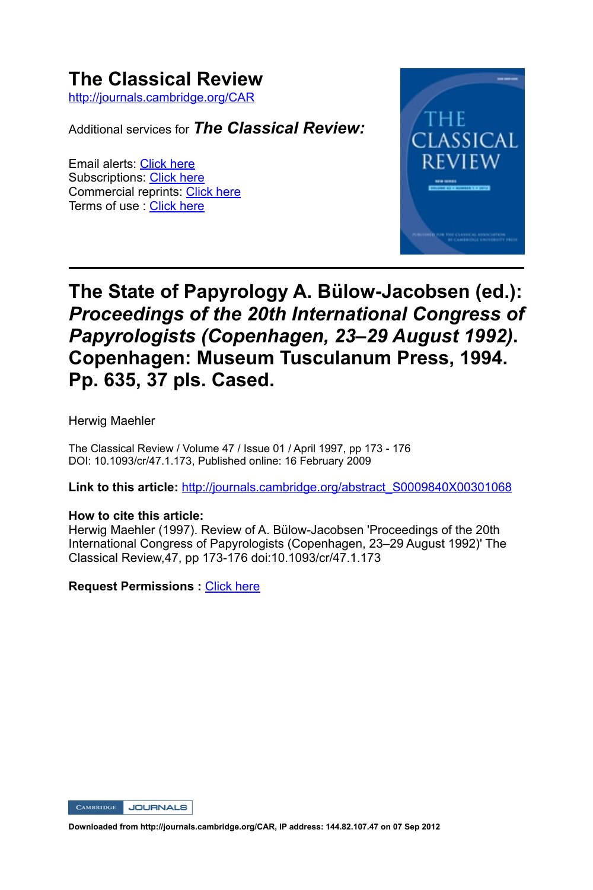# The Classical Review

http://journals.cambridge.org/CAR

Additional services for ***The Classical Review:***

Email alerts: Click here
Subscriptions: Click here
Commercial reprints: Click here
Terms of use : Click here

## The State of Papyrology A. Bülow-Jacobsen (ed.): *Proceedings of the 20th International Congress of Papyrologists (Copenhagen, 23–29 August 1992)*. Copenhagen: Museum Tusculanum Press, 1994. Pp. 635, 37 pls. Cased.

Herwig Maehler

The Classical Review / Volume 47 / Issue 01 / April 1997, pp 173 - 176
DOI: 10.1093/cr/47.1.173, Published online: 16 February 2009

**Link to this article:** http://journals.cambridge.org/abstract_S0009840X00301068

**How to cite this article:**
Herwig Maehler (1997). Review of A. Bülow-Jacobsen 'Proceedings of the 20th International Congress of Papyrologists (Copenhagen, 23–29 August 1992)' The Classical Review,47, pp 173-176 doi:10.1093/cr/47.1.173

**Request Permissions :** Click here

Downloaded from http://journals.cambridge.org/CAR, IP address: 144.82.107.47 on 07 Sep 2012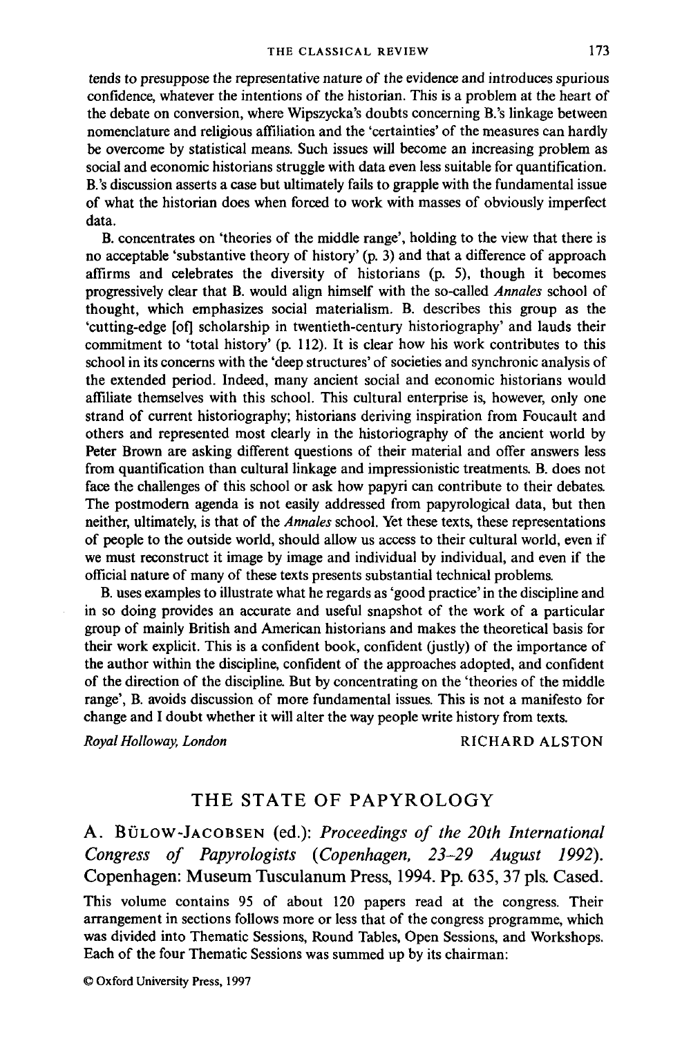tends to presuppose the representative nature of the evidence and introduces spurious confidence, whatever the intentions of the historian. This is a problem at the heart of the debate on conversion, where Wipszycka's doubts concerning B.'s linkage between nomenclature and religious affiliation and the 'certainties' of the measures can hardly be overcome by statistical means. Such issues will become an increasing problem as social and economic historians struggle with data even less suitable for quantification. B.'s discussion asserts a case but ultimately fails to grapple with the fundamental issue of what the historian does when forced to work with masses of obviously imperfect data.

B. concentrates on 'theories of the middle range', holding to the view that there is no acceptable 'substantive theory of history' (p. 3) and that a difference of approach affirms and celebrates the diversity of historians (p. 5), though it becomes progressively clear that B. would align himself with the so-called *Annales* school of thought, which emphasizes social materialism. B. describes this group as the 'cutting-edge [of] scholarship in twentieth-century historiography' and lauds their commitment to 'total history' (p. 112). It is clear how his work contributes to this school in its concerns with the 'deep structures' of societies and synchronic analysis of the extended period. Indeed, many ancient social and economic historians would affiliate themselves with this school. This cultural enterprise is, however, only one strand of current historiography; historians deriving inspiration from Foucault and others and represented most clearly in the historiography of the ancient world by Peter Brown are asking different questions of their material and offer answers less from quantification than cultural linkage and impressionistic treatments. B. does not face the challenges of this school or ask how papyri can contribute to their debates. The postmodern agenda is not easily addressed from papyrological data, but then neither, ultimately, is that of the *Annales* school. Yet these texts, these representations of people to the outside world, should allow us access to their cultural world, even if we must reconstruct it image by image and individual by individual, and even if the official nature of many of these texts presents substantial technical problems.

B. uses examples to illustrate what he regards as 'good practice' in the discipline and in so doing provides an accurate and useful snapshot of the work of a particular group of mainly British and American historians and makes the theoretical basis for their work explicit. This is a confident book, confident (justly) of the importance of the author within the discipline, confident of the approaches adopted, and confident of the direction of the discipline. But by concentrating on the 'theories of the middle range', B. avoids discussion of more fundamental issues. This is not a manifesto for change and I doubt whether it will alter the way people write history from texts.

*Royal Holloway, London* RICHARD ALSTON

## THE STATE OF PAPYROLOGY

**A. BÜLOW-JACOBSEN (ed.): *Proceedings of the 20th International Congress of Papyrologists (Copenhagen, 23–29 August 1992)*. Copenhagen: Museum Tusculanum Press, 1994. Pp. 635, 37 pls. Cased.**

This volume contains 95 of about 120 papers read at the congress. Their arrangement in sections follows more or less that of the congress programme, which was divided into Thematic Sessions, Round Tables, Open Sessions, and Workshops. Each of the four Thematic Sessions was summed up by its chairman:

© Oxford University Press, 1997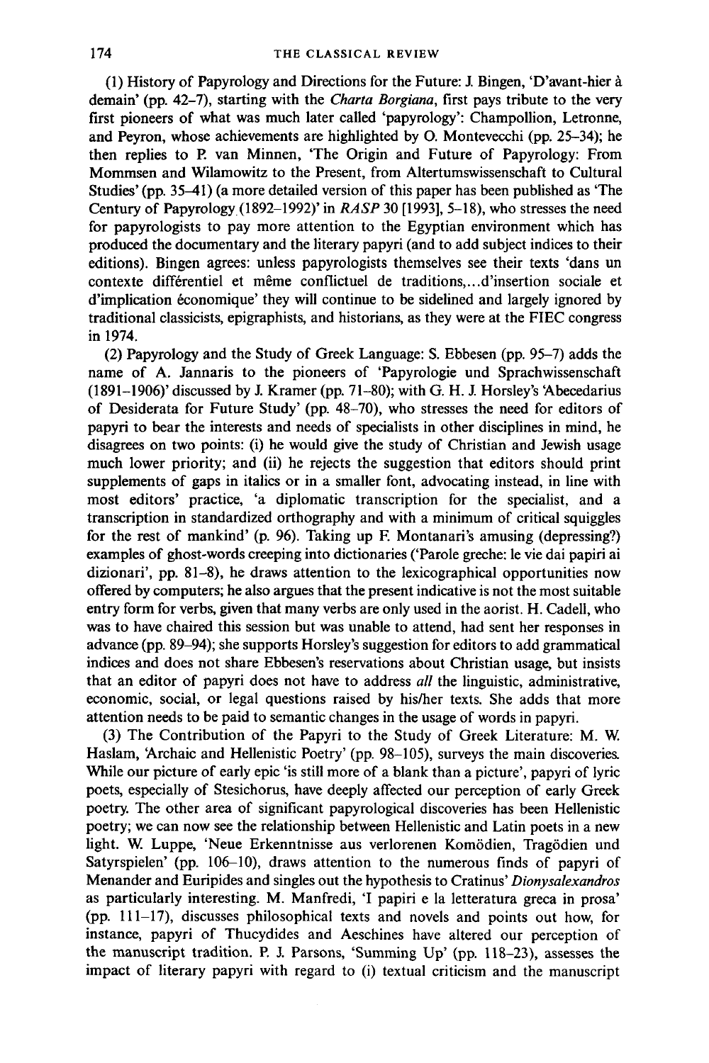(1) History of Papyrology and Directions for the Future: J. Bingen, 'D'avant-hier à demain' (pp. 42–7), starting with the *Charta Borgiana*, first pays tribute to the very first pioneers of what was much later called 'papyrology': Champollion, Letronne, and Peyron, whose achievements are highlighted by O. Montevecchi (pp. 25–34); he then replies to P. van Minnen, 'The Origin and Future of Papyrology: From Mommsen and Wilamowitz to the Present, from Altertumswissenschaft to Cultural Studies' (pp. 35–41) (a more detailed version of this paper has been published as 'The Century of Papyrology (1892–1992)' in *RASP* 30 [1993], 5–18), who stresses the need for papyrologists to pay more attention to the Egyptian environment which has produced the documentary and the literary papyri (and to add subject indices to their editions). Bingen agrees: unless papyrologists themselves see their texts 'dans un contexte différentiel et même conflictuel de traditions,...d'insertion sociale et d'implication économique' they will continue to be sidelined and largely ignored by traditional classicists, epigraphists, and historians, as they were at the FIEC congress in 1974.

(2) Papyrology and the Study of Greek Language: S. Ebbesen (pp. 95–7) adds the name of A. Jannaris to the pioneers of 'Papyrologie und Sprachwissenschaft (1891–1906)' discussed by J. Kramer (pp. 71–80); with G. H. J. Horsley's 'Abecedarius of Desiderata for Future Study' (pp. 48–70), who stresses the need for editors of papyri to bear the interests and needs of specialists in other disciplines in mind, he disagrees on two points: (i) he would give the study of Christian and Jewish usage much lower priority; and (ii) he rejects the suggestion that editors should print supplements of gaps in italics or in a smaller font, advocating instead, in line with most editors' practice, 'a diplomatic transcription for the specialist, and a transcription in standardized orthography and with a minimum of critical squiggles for the rest of mankind' (p. 96). Taking up F. Montanari's amusing (depressing?) examples of ghost-words creeping into dictionaries ('Parole greche: le vie dai papiri ai dizionari', pp. 81–8), he draws attention to the lexicographical opportunities now offered by computers; he also argues that the present indicative is not the most suitable entry form for verbs, given that many verbs are only used in the aorist. H. Cadell, who was to have chaired this session but was unable to attend, had sent her responses in advance (pp. 89–94); she supports Horsley's suggestion for editors to add grammatical indices and does not share Ebbesen's reservations about Christian usage, but insists that an editor of papyri does not have to address *all* the linguistic, administrative, economic, social, or legal questions raised by his/her texts. She adds that more attention needs to be paid to semantic changes in the usage of words in papyri.

(3) The Contribution of the Papyri to the Study of Greek Literature: M. W. Haslam, 'Archaic and Hellenistic Poetry' (pp. 98–105), surveys the main discoveries. While our picture of early epic 'is still more of a blank than a picture', papyri of lyric poets, especially of Stesichorus, have deeply affected our perception of early Greek poetry. The other area of significant papyrological discoveries has been Hellenistic poetry; we can now see the relationship between Hellenistic and Latin poets in a new light. W. Luppe, 'Neue Erkenntnisse aus verlorenen Komödien, Tragödien und Satyrspielen' (pp. 106–10), draws attention to the numerous finds of papyri of Menander and Euripides and singles out the hypothesis to Cratinus' *Dionysalexandros* as particularly interesting. M. Manfredi, 'I papiri e la letteratura greca in prosa' (pp. 111–17), discusses philosophical texts and novels and points out how, for instance, papyri of Thucydides and Aeschines have altered our perception of the manuscript tradition. P. J. Parsons, 'Summing Up' (pp. 118–23), assesses the impact of literary papyri with regard to (i) textual criticism and the manuscript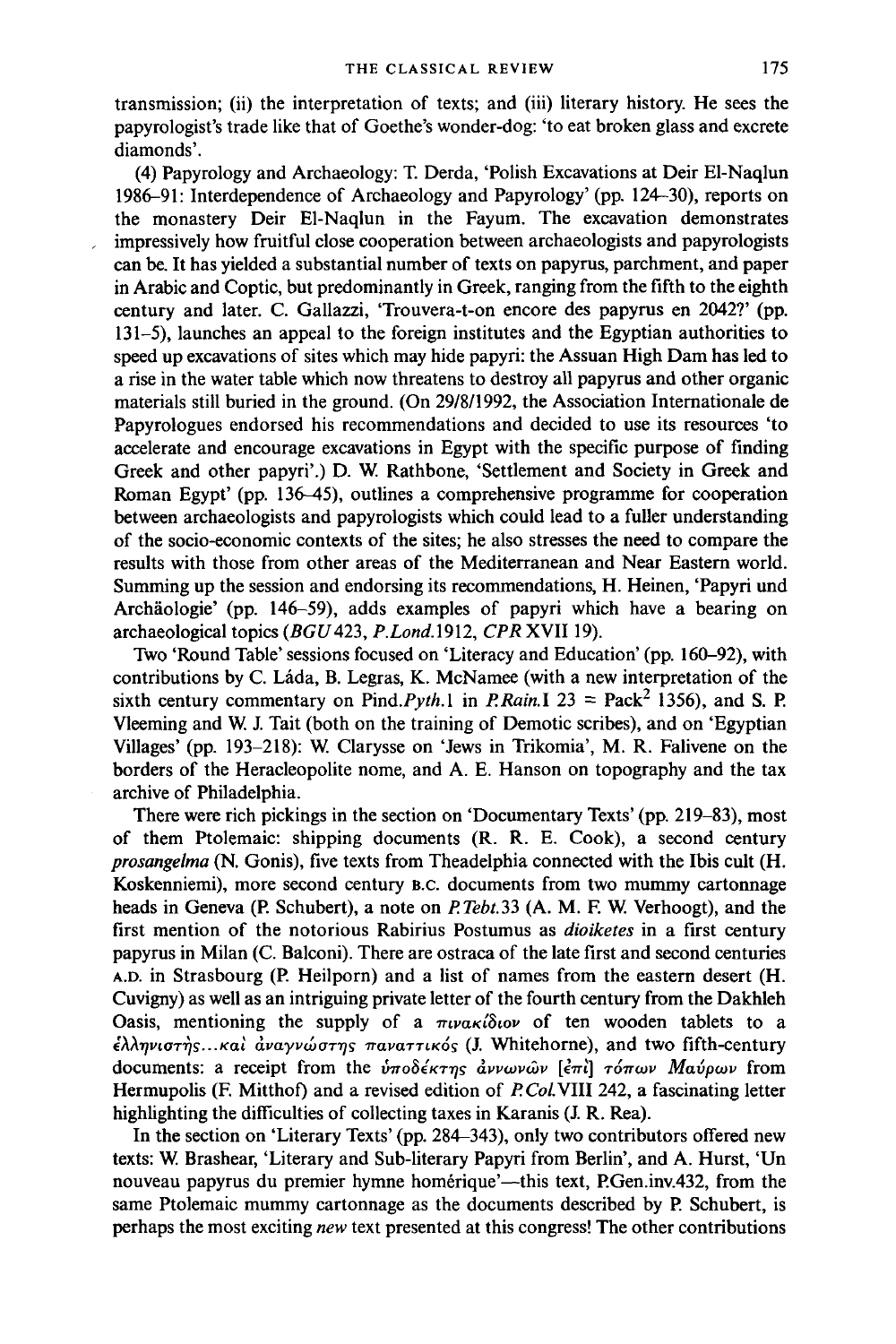transmission; (ii) the interpretation of texts; and (iii) literary history. He sees the papyrologist's trade like that of Goethe's wonder-dog: 'to eat broken glass and excrete diamonds'.

(4) Papyrology and Archaeology: T. Derda, 'Polish Excavations at Deir El-Naqlun 1986–91: Interdependence of Archaeology and Papyrology' (pp. 124–30), reports on the monastery Deir El-Naqlun in the Fayum. The excavation demonstrates impressively how fruitful close cooperation between archaeologists and papyrologists can be. It has yielded a substantial number of texts on papyrus, parchment, and paper in Arabic and Coptic, but predominantly in Greek, ranging from the fifth to the eighth century and later. C. Gallazzi, 'Trouvera-t-on encore des papyrus en 2042?' (pp. 131–5), launches an appeal to the foreign institutes and the Egyptian authorities to speed up excavations of sites which may hide papyri: the Assuan High Dam has led to a rise in the water table which now threatens to destroy all papyrus and other organic materials still buried in the ground. (On 29/8/1992, the Association Internationale de Papyrologues endorsed his recommendations and decided to use its resources 'to accelerate and encourage excavations in Egypt with the specific purpose of finding Greek and other papyri'.) D. W. Rathbone, 'Settlement and Society in Greek and Roman Egypt' (pp. 136–45), outlines a comprehensive programme for cooperation between archaeologists and papyrologists which could lead to a fuller understanding of the socio-economic contexts of the sites; he also stresses the need to compare the results with those from other areas of the Mediterranean and Near Eastern world. Summing up the session and endorsing its recommendations, H. Heinen, 'Papyri und Archäologie' (pp. 146–59), adds examples of papyri which have a bearing on archaeological topics (*BGU* 423, *P.Lond.*1912, *CPR* XVII 19).

Two 'Round Table' sessions focused on 'Literacy and Education' (pp. 160–92), with contributions by C. Láda, B. Legras, K. McNamee (with a new interpretation of the sixth century commentary on Pind.*Pyth.*1 in *P.Rain.*I 23 = Pack[2] 1356), and S. P. Vleeming and W. J. Tait (both on the training of Demotic scribes), and on 'Egyptian Villages' (pp. 193–218): W. Clarysse on 'Jews in Trikomia', M. R. Falivene on the borders of the Heracleopolite nome, and A. E. Hanson on topography and the tax archive of Philadelphia.

There were rich pickings in the section on 'Documentary Texts' (pp. 219–83), most of them Ptolemaic: shipping documents (R. R. E. Cook), a second century *prosangelma* (N. Gonis), five texts from Theadelphia connected with the Ibis cult (H. Koskenniemi), more second century B.C. documents from two mummy cartonnage heads in Geneva (P. Schubert), a note on *P.Tebt.*33 (A. M. F. W. Verhoogt), and the first mention of the notorious Rabirius Postumus as *dioiketes* in a first century papyrus in Milan (C. Balconi). There are ostraca of the late first and second centuries A.D. in Strasbourg (P. Heilporn) and a list of names from the eastern desert (H. Cuvigny) as well as an intriguing private letter of the fourth century from the Dakhleh Oasis, mentioning the supply of a πινακίδιον of ten wooden tablets to a ἑλληνιστής...καὶ ἀναγνώστης πανάττικός (J. Whitehorne), and two fifth-century documents: a receipt from the ὑποδέκτης ἀννωνῶν [ἐπὶ] τόπων Μαύρων from Hermupolis (F. Mitthof) and a revised edition of *P.Col.*VIII 242, a fascinating letter highlighting the difficulties of collecting taxes in Karanis (J. R. Rea).

In the section on 'Literary Texts' (pp. 284–343), only two contributors offered new texts: W. Brashear, 'Literary and Sub-literary Papyri from Berlin', and A. Hurst, 'Un nouveau papyrus du premier hymne homérique'—this text, P.Gen.inv.432, from the same Ptolemaic mummy cartonnage as the documents described by P. Schubert, is perhaps the most exciting *new* text presented at this congress! The other contributions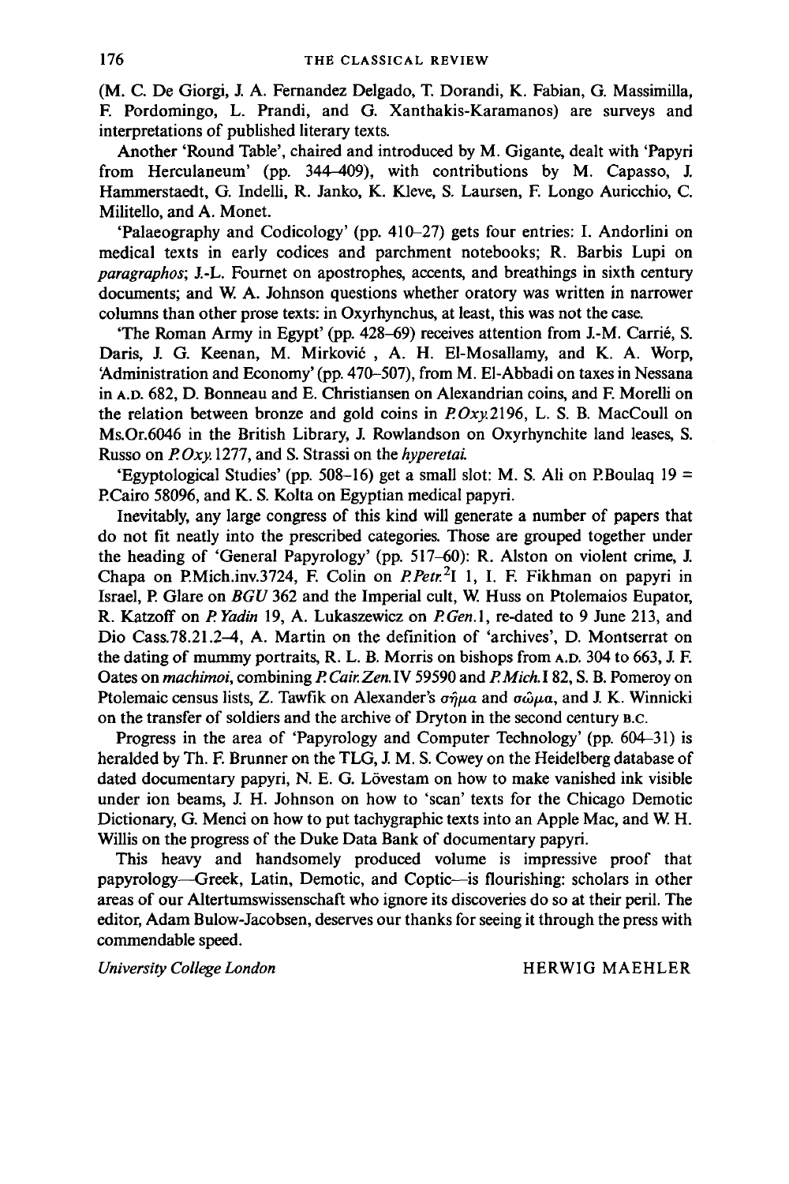(M. C. De Giorgi, J. A. Fernandez Delgado, T. Dorandi, K. Fabian, G. Massimilla, F. Pordomingo, L. Prandi, and G. Xanthakis-Karamanos) are surveys and interpretations of published literary texts.

Another 'Round Table', chaired and introduced by M. Gigante, dealt with 'Papyri from Herculaneum' (pp. 344–409), with contributions by M. Capasso, J. Hammerstaedt, G. Indelli, R. Janko, K. Kleve, S. Laursen, F. Longo Auricchio, C. Militello, and A. Monet.

'Palaeography and Codicology' (pp. 410–27) gets four entries: I. Andorlini on medical texts in early codices and parchment notebooks; R. Barbis Lupi on *paragraphos*; J.-L. Fournet on apostrophes, accents, and breathings in sixth century documents; and W. A. Johnson questions whether oratory was written in narrower columns than other prose texts: in Oxyrhynchus, at least, this was not the case.

'The Roman Army in Egypt' (pp. 428–69) receives attention from J.-M. Carrié, S. Daris, J. G. Keenan, M. Mirković , A. H. El-Mosallamy, and K. A. Worp, 'Administration and Economy' (pp. 470–507), from M. El-Abbadi on taxes in Nessana in A.D. 682, D. Bonneau and E. Christiansen on Alexandrian coins, and F. Morelli on the relation between bronze and gold coins in *P.Oxy.*2196, L. S. B. MacCoull on Ms.Or.6046 in the British Library, J. Rowlandson on Oxyrhynchite land leases, S. Russo on *P.Oxy.* 1277, and S. Strassi on the *hyperetai.*

'Egyptological Studies' (pp. 508–16) get a small slot: M. S. Ali on P.Boulaq 19 = P.Cairo 58096, and K. S. Kolta on Egyptian medical papyri.

Inevitably, any large congress of this kind will generate a number of papers that do not fit neatly into the prescribed categories. Those are grouped together under the heading of 'General Papyrology' (pp. 517–60): R. Alston on violent crime, J. Chapa on P.Mich.inv.3724, F. Colin on *P.Petr.*$^{2}$I 1, I. F. Fikhman on papyri in Israel, P. Glare on *BGU* 362 and the Imperial cult, W. Huss on Ptolemaios Eupator, R. Katzoff on *P.Yadin* 19, A. Lukaszewicz on *P.Gen.*1, re-dated to 9 June 213, and Dio Cass.78.21.2–4, A. Martin on the definition of 'archives', D. Montserrat on the dating of mummy portraits, R. L. B. Morris on bishops from A.D. 304 to 663, J. F. Oates on *machimoi*, combining *P.Cair.Zen.*IV 59590 and *P.Mich.*I 82, S. B. Pomeroy on Ptolemaic census lists, Z. Tawfik on Alexander's σῆμα and σῶμα, and J. K. Winnicki on the transfer of soldiers and the archive of Dryton in the second century B.C.

Progress in the area of 'Papyrology and Computer Technology' (pp. 604–31) is heralded by Th. F. Brunner on the TLG, J. M. S. Cowey on the Heidelberg database of dated documentary papyri, N. E. G. Lövestam on how to make vanished ink visible under ion beams, J. H. Johnson on how to 'scan' texts for the Chicago Demotic Dictionary, G. Menci on how to put tachygraphic texts into an Apple Mac, and W. H. Willis on the progress of the Duke Data Bank of documentary papyri.

This heavy and handsomely produced volume is impressive proof that papyrology—Greek, Latin, Demotic, and Coptic—is flourishing: scholars in other areas of our Altertumswissenschaft who ignore its discoveries do so at their peril. The editor, Adam Bulow-Jacobsen, deserves our thanks for seeing it through the press with commendable speed.

*University College London* HERWIG MAEHLER